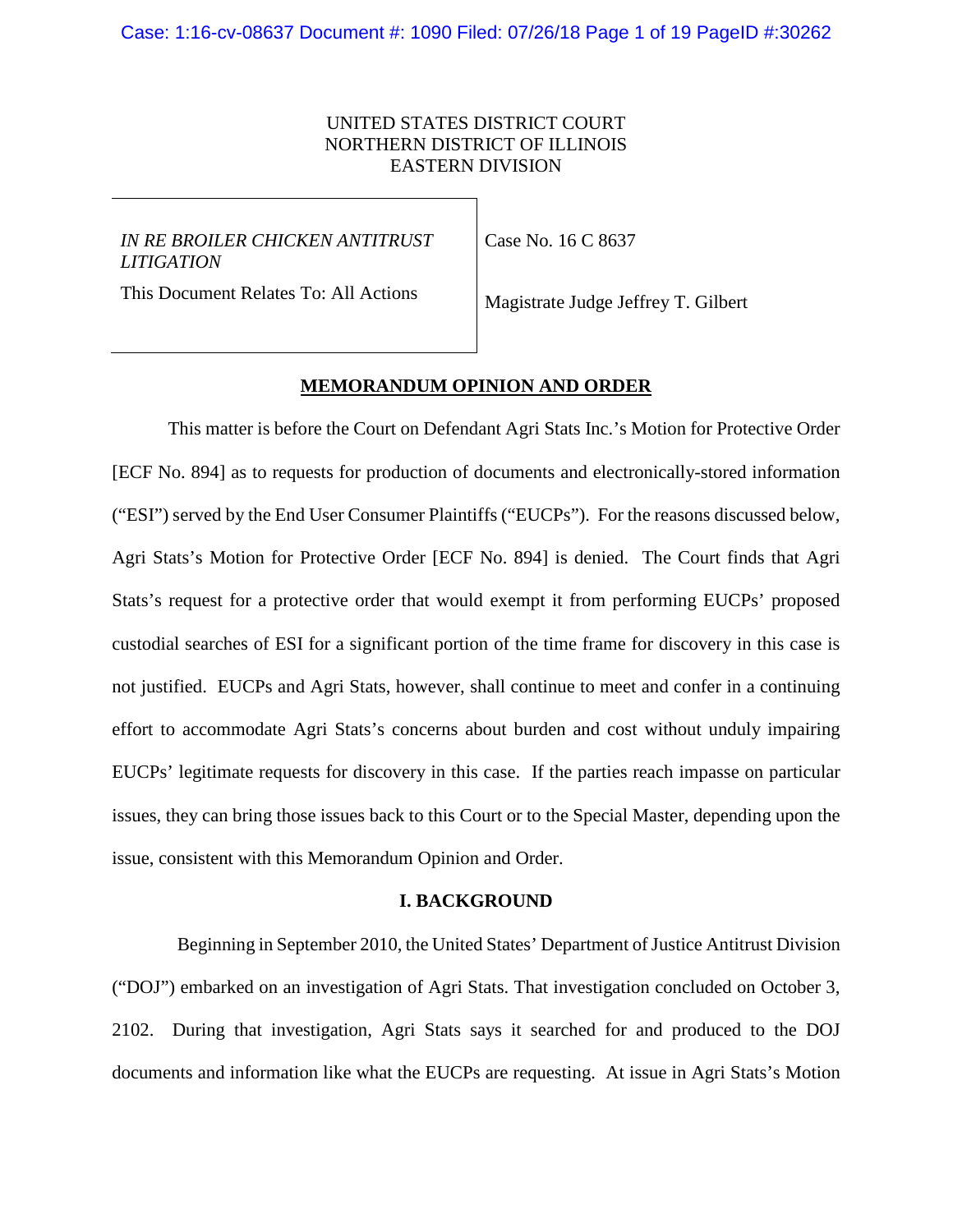UNITED STATES DISTRICT COURT
NORTHERN DISTRICT OF ILLINOIS
EASTERN DIVISION

| | |
|---|---|
| *IN RE BROILER CHICKEN ANTITRUST LITIGATION* | Case No. 16 C 8637 |
| This Document Relates To: All Actions | Magistrate Judge Jeffrey T. Gilbert |

## MEMORANDUM OPINION AND ORDER

This matter is before the Court on Defendant Agri Stats Inc.'s Motion for Protective Order [ECF No. 894] as to requests for production of documents and electronically-stored information ("ESI") served by the End User Consumer Plaintiffs ("EUCPs"). For the reasons discussed below, Agri Stats's Motion for Protective Order [ECF No. 894] is denied. The Court finds that Agri Stats's request for a protective order that would exempt it from performing EUCPs' proposed custodial searches of ESI for a significant portion of the time frame for discovery in this case is not justified. EUCPs and Agri Stats, however, shall continue to meet and confer in a continuing effort to accommodate Agri Stats's concerns about burden and cost without unduly impairing EUCPs' legitimate requests for discovery in this case. If the parties reach impasse on particular issues, they can bring those issues back to this Court or to the Special Master, depending upon the issue, consistent with this Memorandum Opinion and Order.

### I. BACKGROUND

Beginning in September 2010, the United States' Department of Justice Antitrust Division ("DOJ") embarked on an investigation of Agri Stats. That investigation concluded on October 3, 2102. During that investigation, Agri Stats says it searched for and produced to the DOJ documents and information like what the EUCPs are requesting. At issue in Agri Stats's Motion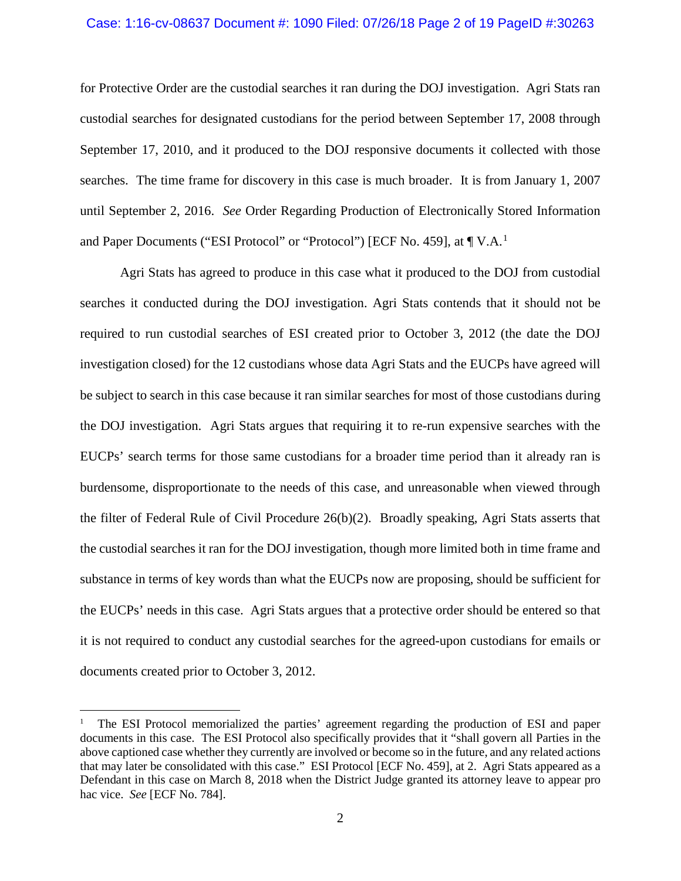for Protective Order are the custodial searches it ran during the DOJ investigation. Agri Stats ran custodial searches for designated custodians for the period between September 17, 2008 through September 17, 2010, and it produced to the DOJ responsive documents it collected with those searches. The time frame for discovery in this case is much broader. It is from January 1, 2007 until September 2, 2016. *See* Order Regarding Production of Electronically Stored Information and Paper Documents ("ESI Protocol" or "Protocol") [ECF No. 459], at ¶ V.A.[1]

Agri Stats has agreed to produce in this case what it produced to the DOJ from custodial searches it conducted during the DOJ investigation. Agri Stats contends that it should not be required to run custodial searches of ESI created prior to October 3, 2012 (the date the DOJ investigation closed) for the 12 custodians whose data Agri Stats and the EUCPs have agreed will be subject to search in this case because it ran similar searches for most of those custodians during the DOJ investigation. Agri Stats argues that requiring it to re-run expensive searches with the EUCPs' search terms for those same custodians for a broader time period than it already ran is burdensome, disproportionate to the needs of this case, and unreasonable when viewed through the filter of Federal Rule of Civil Procedure 26(b)(2). Broadly speaking, Agri Stats asserts that the custodial searches it ran for the DOJ investigation, though more limited both in time frame and substance in terms of key words than what the EUCPs now are proposing, should be sufficient for the EUCPs' needs in this case. Agri Stats argues that a protective order should be entered so that it is not required to conduct any custodial searches for the agreed-upon custodians for emails or documents created prior to October 3, 2012.

---

[1] The ESI Protocol memorialized the parties' agreement regarding the production of ESI and paper documents in this case. The ESI Protocol also specifically provides that it "shall govern all Parties in the above captioned case whether they currently are involved or become so in the future, and any related actions that may later be consolidated with this case." ESI Protocol [ECF No. 459], at 2. Agri Stats appeared as a Defendant in this case on March 8, 2018 when the District Judge granted its attorney leave to appear pro hac vice. *See* [ECF No. 784].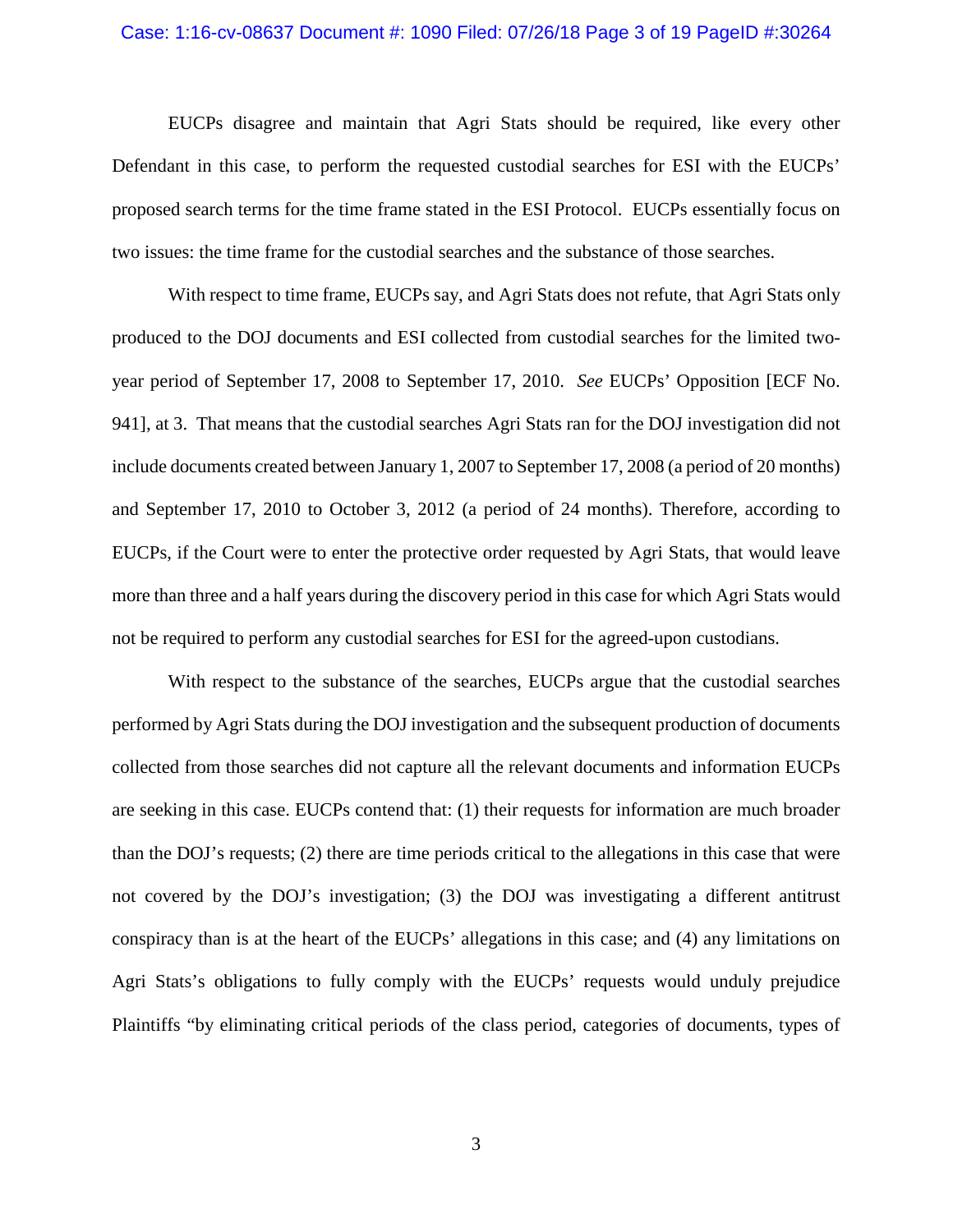EUCPs disagree and maintain that Agri Stats should be required, like every other Defendant in this case, to perform the requested custodial searches for ESI with the EUCPs' proposed search terms for the time frame stated in the ESI Protocol. EUCPs essentially focus on two issues: the time frame for the custodial searches and the substance of those searches.

With respect to time frame, EUCPs say, and Agri Stats does not refute, that Agri Stats only produced to the DOJ documents and ESI collected from custodial searches for the limited two-year period of September 17, 2008 to September 17, 2010. *See* EUCPs' Opposition [ECF No. 941], at 3. That means that the custodial searches Agri Stats ran for the DOJ investigation did not include documents created between January 1, 2007 to September 17, 2008 (a period of 20 months) and September 17, 2010 to October 3, 2012 (a period of 24 months). Therefore, according to EUCPs, if the Court were to enter the protective order requested by Agri Stats, that would leave more than three and a half years during the discovery period in this case for which Agri Stats would not be required to perform any custodial searches for ESI for the agreed-upon custodians.

With respect to the substance of the searches, EUCPs argue that the custodial searches performed by Agri Stats during the DOJ investigation and the subsequent production of documents collected from those searches did not capture all the relevant documents and information EUCPs are seeking in this case. EUCPs contend that: (1) their requests for information are much broader than the DOJ's requests; (2) there are time periods critical to the allegations in this case that were not covered by the DOJ's investigation; (3) the DOJ was investigating a different antitrust conspiracy than is at the heart of the EUCPs' allegations in this case; and (4) any limitations on Agri Stats's obligations to fully comply with the EUCPs' requests would unduly prejudice Plaintiffs "by eliminating critical periods of the class period, categories of documents, types of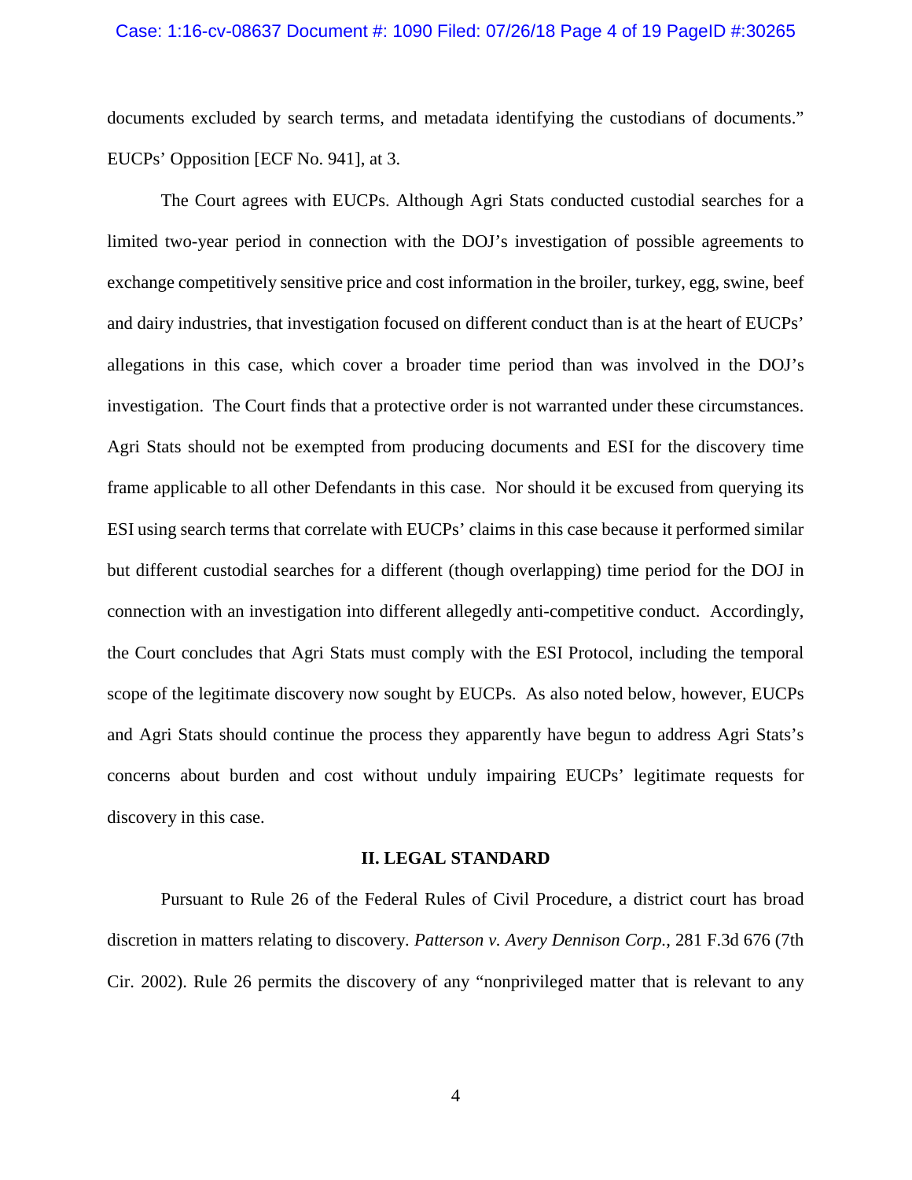documents excluded by search terms, and metadata identifying the custodians of documents." EUCPs' Opposition [ECF No. 941], at 3.

The Court agrees with EUCPs. Although Agri Stats conducted custodial searches for a limited two-year period in connection with the DOJ's investigation of possible agreements to exchange competitively sensitive price and cost information in the broiler, turkey, egg, swine, beef and dairy industries, that investigation focused on different conduct than is at the heart of EUCPs' allegations in this case, which cover a broader time period than was involved in the DOJ's investigation. The Court finds that a protective order is not warranted under these circumstances. Agri Stats should not be exempted from producing documents and ESI for the discovery time frame applicable to all other Defendants in this case. Nor should it be excused from querying its ESI using search terms that correlate with EUCPs' claims in this case because it performed similar but different custodial searches for a different (though overlapping) time period for the DOJ in connection with an investigation into different allegedly anti-competitive conduct. Accordingly, the Court concludes that Agri Stats must comply with the ESI Protocol, including the temporal scope of the legitimate discovery now sought by EUCPs. As also noted below, however, EUCPs and Agri Stats should continue the process they apparently have begun to address Agri Stats's concerns about burden and cost without unduly impairing EUCPs' legitimate requests for discovery in this case.

## II. LEGAL STANDARD

Pursuant to Rule 26 of the Federal Rules of Civil Procedure, a district court has broad discretion in matters relating to discovery. *Patterson v. Avery Dennison Corp.*, 281 F.3d 676 (7th Cir. 2002). Rule 26 permits the discovery of any "nonprivileged matter that is relevant to any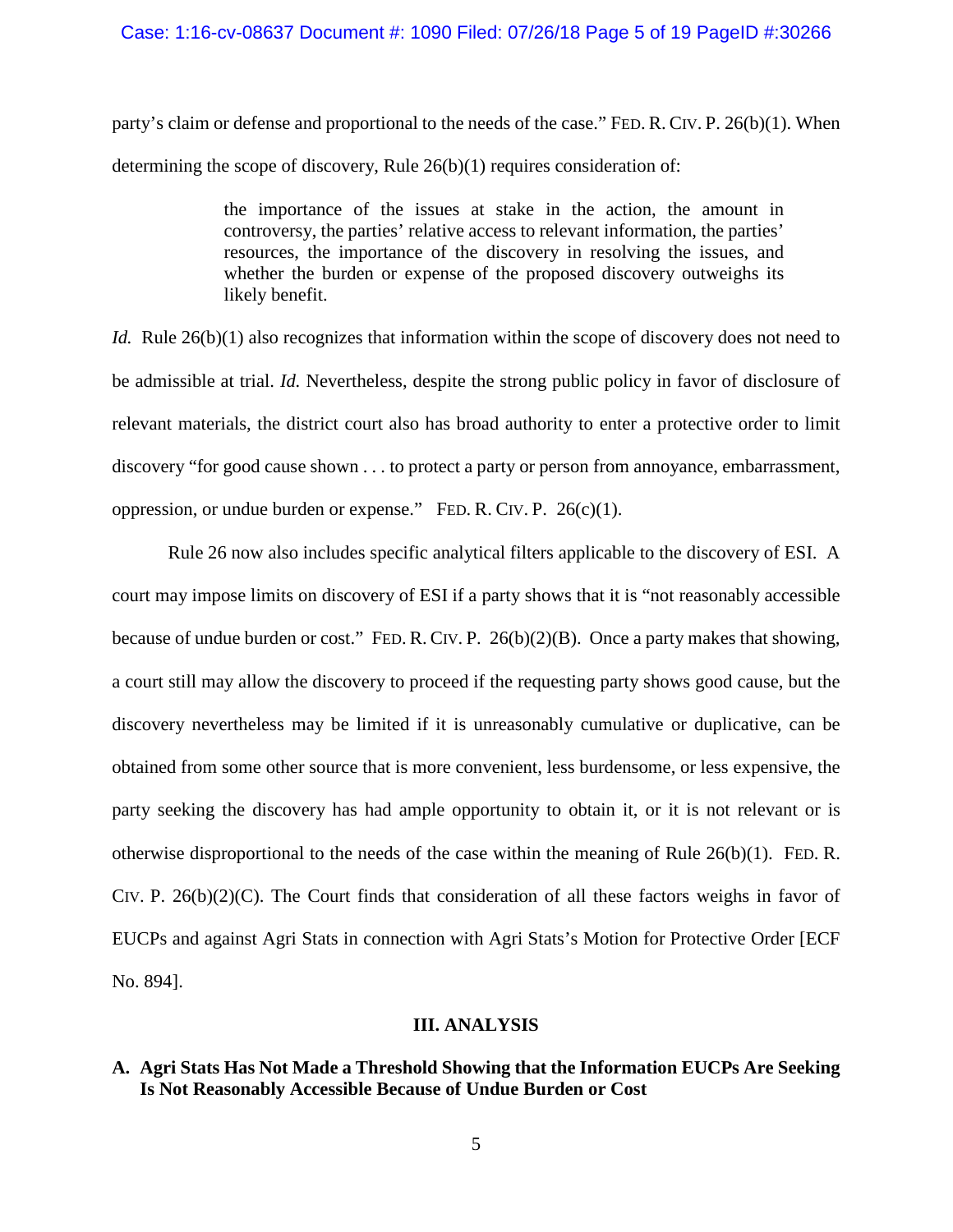party's claim or defense and proportional to the needs of the case." FED. R. CIV. P. 26(b)(1). When determining the scope of discovery, Rule 26(b)(1) requires consideration of:

> the importance of the issues at stake in the action, the amount in controversy, the parties' relative access to relevant information, the parties' resources, the importance of the discovery in resolving the issues, and whether the burden or expense of the proposed discovery outweighs its likely benefit.

*Id.* Rule 26(b)(1) also recognizes that information within the scope of discovery does not need to be admissible at trial. *Id.* Nevertheless, despite the strong public policy in favor of disclosure of relevant materials, the district court also has broad authority to enter a protective order to limit discovery "for good cause shown . . . to protect a party or person from annoyance, embarrassment, oppression, or undue burden or expense." FED. R. CIV. P. 26(c)(1).

Rule 26 now also includes specific analytical filters applicable to the discovery of ESI. A court may impose limits on discovery of ESI if a party shows that it is "not reasonably accessible because of undue burden or cost." FED. R. CIV. P. 26(b)(2)(B). Once a party makes that showing, a court still may allow the discovery to proceed if the requesting party shows good cause, but the discovery nevertheless may be limited if it is unreasonably cumulative or duplicative, can be obtained from some other source that is more convenient, less burdensome, or less expensive, the party seeking the discovery has had ample opportunity to obtain it, or it is not relevant or is otherwise disproportional to the needs of the case within the meaning of Rule 26(b)(1). FED. R. CIV. P. 26(b)(2)(C). The Court finds that consideration of all these factors weighs in favor of EUCPs and against Agri Stats in connection with Agri Stats's Motion for Protective Order [ECF No. 894].

## III. ANALYSIS

### A. Agri Stats Has Not Made a Threshold Showing that the Information EUCPs Are Seeking Is Not Reasonably Accessible Because of Undue Burden or Cost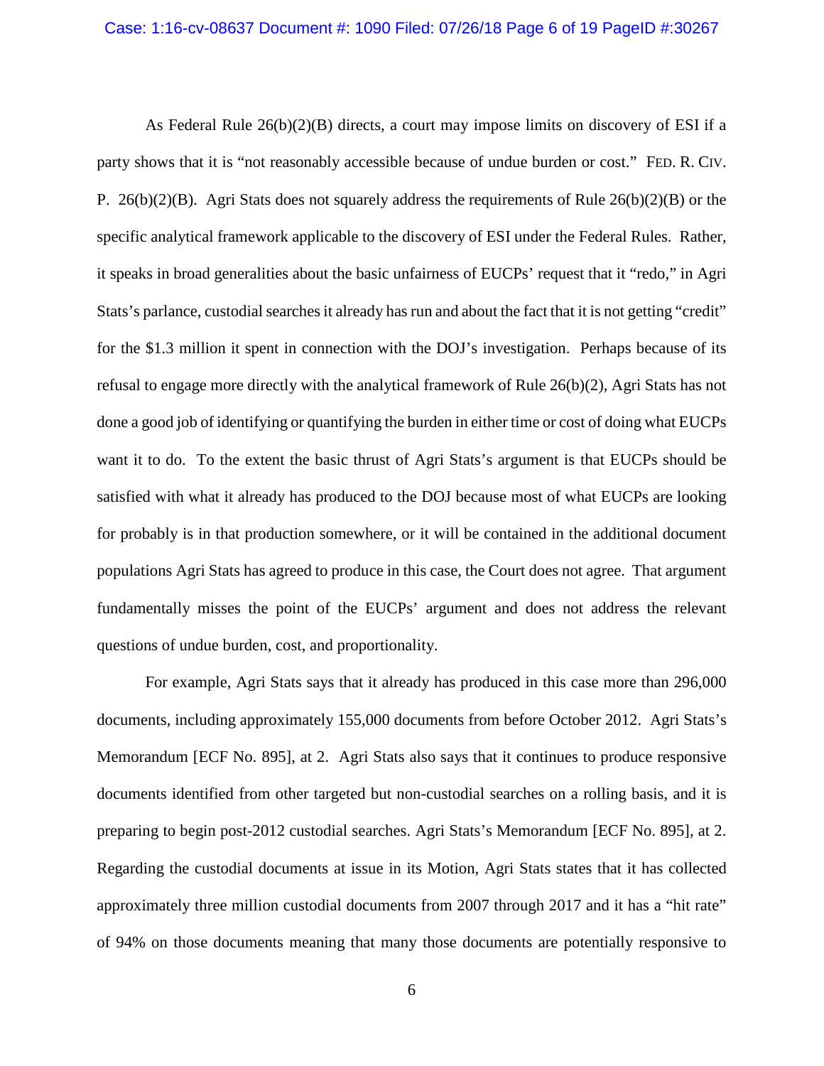As Federal Rule 26(b)(2)(B) directs, a court may impose limits on discovery of ESI if a party shows that it is "not reasonably accessible because of undue burden or cost." FED. R. CIV. P. 26(b)(2)(B). Agri Stats does not squarely address the requirements of Rule 26(b)(2)(B) or the specific analytical framework applicable to the discovery of ESI under the Federal Rules. Rather, it speaks in broad generalities about the basic unfairness of EUCPs' request that it "redo," in Agri Stats's parlance, custodial searches it already has run and about the fact that it is not getting "credit" for the $1.3 million it spent in connection with the DOJ's investigation. Perhaps because of its refusal to engage more directly with the analytical framework of Rule 26(b)(2), Agri Stats has not done a good job of identifying or quantifying the burden in either time or cost of doing what EUCPs want it to do. To the extent the basic thrust of Agri Stats's argument is that EUCPs should be satisfied with what it already has produced to the DOJ because most of what EUCPs are looking for probably is in that production somewhere, or it will be contained in the additional document populations Agri Stats has agreed to produce in this case, the Court does not agree. That argument fundamentally misses the point of the EUCPs' argument and does not address the relevant questions of undue burden, cost, and proportionality.

For example, Agri Stats says that it already has produced in this case more than 296,000 documents, including approximately 155,000 documents from before October 2012. Agri Stats's Memorandum [ECF No. 895], at 2. Agri Stats also says that it continues to produce responsive documents identified from other targeted but non-custodial searches on a rolling basis, and it is preparing to begin post-2012 custodial searches. Agri Stats's Memorandum [ECF No. 895], at 2. Regarding the custodial documents at issue in its Motion, Agri Stats states that it has collected approximately three million custodial documents from 2007 through 2017 and it has a "hit rate" of 94% on those documents meaning that many those documents are potentially responsive to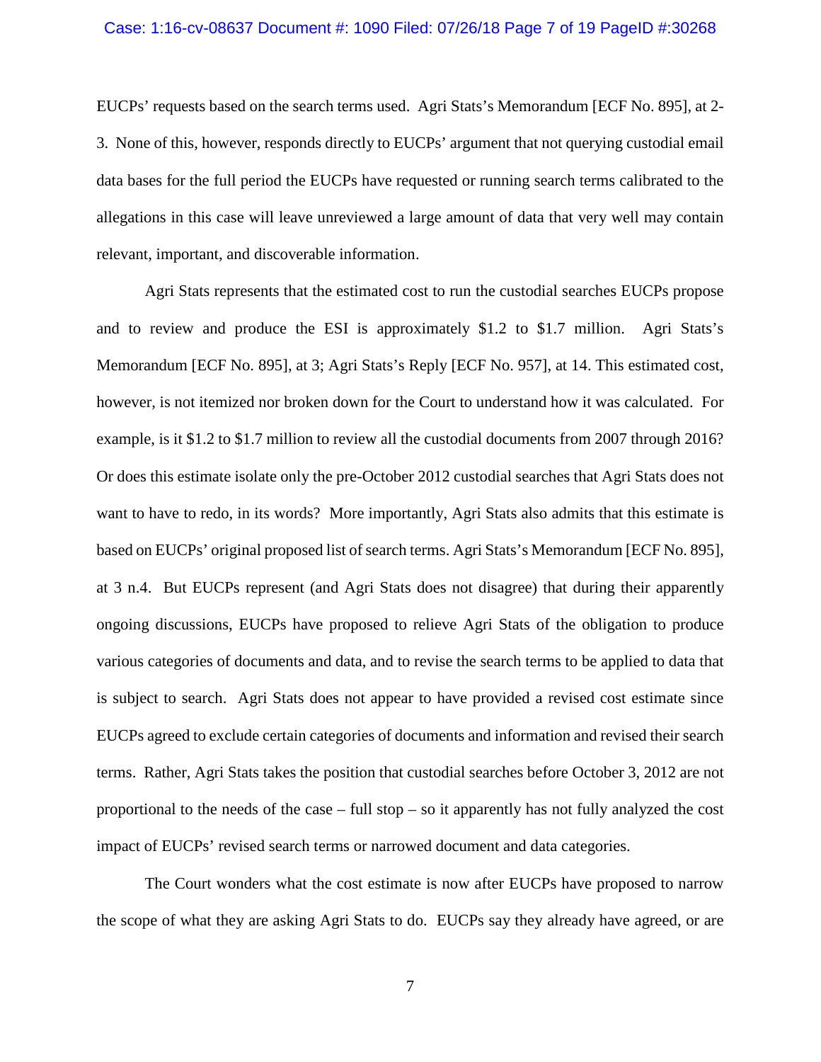EUCPs' requests based on the search terms used. Agri Stats's Memorandum [ECF No. 895], at 2-3. None of this, however, responds directly to EUCPs' argument that not querying custodial email data bases for the full period the EUCPs have requested or running search terms calibrated to the allegations in this case will leave unreviewed a large amount of data that very well may contain relevant, important, and discoverable information.

Agri Stats represents that the estimated cost to run the custodial searches EUCPs propose and to review and produce the ESI is approximately $1.2 to $1.7 million. Agri Stats's Memorandum [ECF No. 895], at 3; Agri Stats's Reply [ECF No. 957], at 14. This estimated cost, however, is not itemized nor broken down for the Court to understand how it was calculated. For example, is it $1.2 to $1.7 million to review all the custodial documents from 2007 through 2016? Or does this estimate isolate only the pre-October 2012 custodial searches that Agri Stats does not want to have to redo, in its words? More importantly, Agri Stats also admits that this estimate is based on EUCPs' original proposed list of search terms. Agri Stats's Memorandum [ECF No. 895], at 3 n.4. But EUCPs represent (and Agri Stats does not disagree) that during their apparently ongoing discussions, EUCPs have proposed to relieve Agri Stats of the obligation to produce various categories of documents and data, and to revise the search terms to be applied to data that is subject to search. Agri Stats does not appear to have provided a revised cost estimate since EUCPs agreed to exclude certain categories of documents and information and revised their search terms. Rather, Agri Stats takes the position that custodial searches before October 3, 2012 are not proportional to the needs of the case – full stop – so it apparently has not fully analyzed the cost impact of EUCPs' revised search terms or narrowed document and data categories.

The Court wonders what the cost estimate is now after EUCPs have proposed to narrow the scope of what they are asking Agri Stats to do. EUCPs say they already have agreed, or are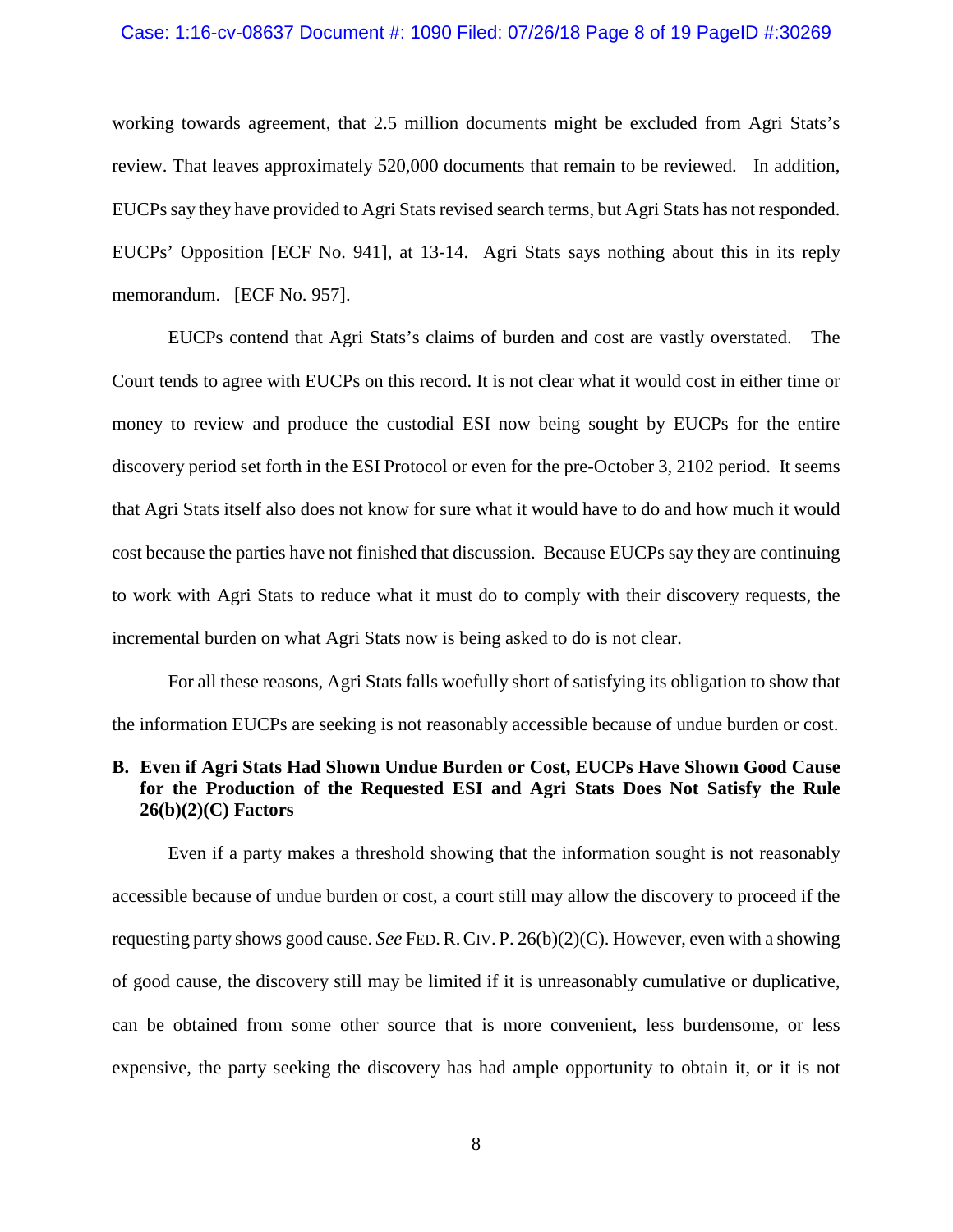working towards agreement, that 2.5 million documents might be excluded from Agri Stats's review. That leaves approximately 520,000 documents that remain to be reviewed. In addition, EUCPs say they have provided to Agri Stats revised search terms, but Agri Stats has not responded. EUCPs' Opposition [ECF No. 941], at 13-14. Agri Stats says nothing about this in its reply memorandum. [ECF No. 957].

EUCPs contend that Agri Stats's claims of burden and cost are vastly overstated. The Court tends to agree with EUCPs on this record. It is not clear what it would cost in either time or money to review and produce the custodial ESI now being sought by EUCPs for the entire discovery period set forth in the ESI Protocol or even for the pre-October 3, 2102 period. It seems that Agri Stats itself also does not know for sure what it would have to do and how much it would cost because the parties have not finished that discussion. Because EUCPs say they are continuing to work with Agri Stats to reduce what it must do to comply with their discovery requests, the incremental burden on what Agri Stats now is being asked to do is not clear.

For all these reasons, Agri Stats falls woefully short of satisfying its obligation to show that the information EUCPs are seeking is not reasonably accessible because of undue burden or cost.

### B. Even if Agri Stats Had Shown Undue Burden or Cost, EUCPs Have Shown Good Cause for the Production of the Requested ESI and Agri Stats Does Not Satisfy the Rule 26(b)(2)(C) Factors

Even if a party makes a threshold showing that the information sought is not reasonably accessible because of undue burden or cost, a court still may allow the discovery to proceed if the requesting party shows good cause. *See* FED. R. CIV. P. 26(b)(2)(C). However, even with a showing of good cause, the discovery still may be limited if it is unreasonably cumulative or duplicative, can be obtained from some other source that is more convenient, less burdensome, or less expensive, the party seeking the discovery has had ample opportunity to obtain it, or it is not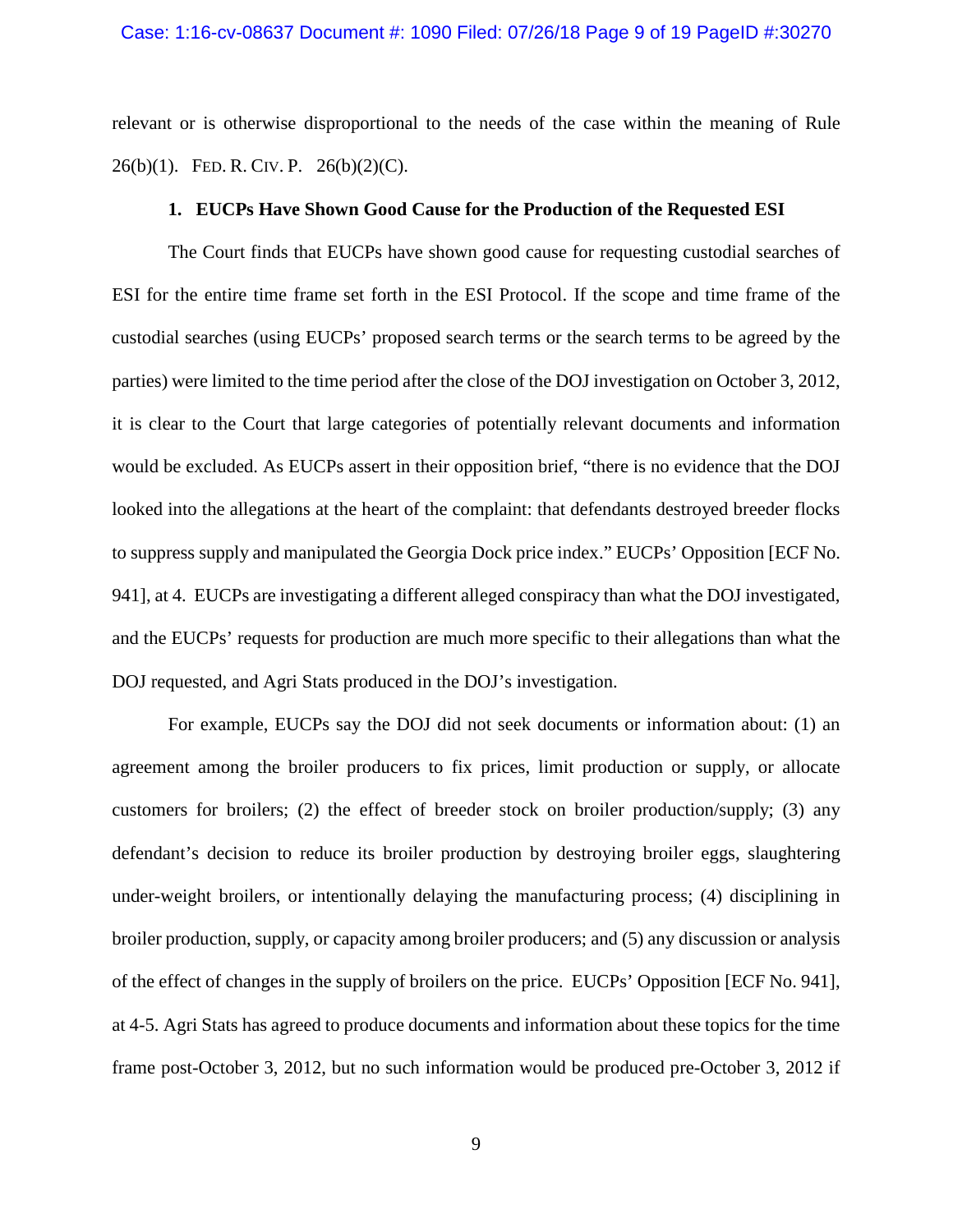relevant or is otherwise disproportional to the needs of the case within the meaning of Rule 26(b)(1). FED. R. CIV. P. 26(b)(2)(C).

### 1. EUCPs Have Shown Good Cause for the Production of the Requested ESI

The Court finds that EUCPs have shown good cause for requesting custodial searches of ESI for the entire time frame set forth in the ESI Protocol. If the scope and time frame of the custodial searches (using EUCPs' proposed search terms or the search terms to be agreed by the parties) were limited to the time period after the close of the DOJ investigation on October 3, 2012, it is clear to the Court that large categories of potentially relevant documents and information would be excluded. As EUCPs assert in their opposition brief, "there is no evidence that the DOJ looked into the allegations at the heart of the complaint: that defendants destroyed breeder flocks to suppress supply and manipulated the Georgia Dock price index." EUCPs' Opposition [ECF No. 941], at 4. EUCPs are investigating a different alleged conspiracy than what the DOJ investigated, and the EUCPs' requests for production are much more specific to their allegations than what the DOJ requested, and Agri Stats produced in the DOJ's investigation.

For example, EUCPs say the DOJ did not seek documents or information about: (1) an agreement among the broiler producers to fix prices, limit production or supply, or allocate customers for broilers; (2) the effect of breeder stock on broiler production/supply; (3) any defendant's decision to reduce its broiler production by destroying broiler eggs, slaughtering under-weight broilers, or intentionally delaying the manufacturing process; (4) disciplining in broiler production, supply, or capacity among broiler producers; and (5) any discussion or analysis of the effect of changes in the supply of broilers on the price. EUCPs' Opposition [ECF No. 941], at 4-5. Agri Stats has agreed to produce documents and information about these topics for the time frame post-October 3, 2012, but no such information would be produced pre-October 3, 2012 if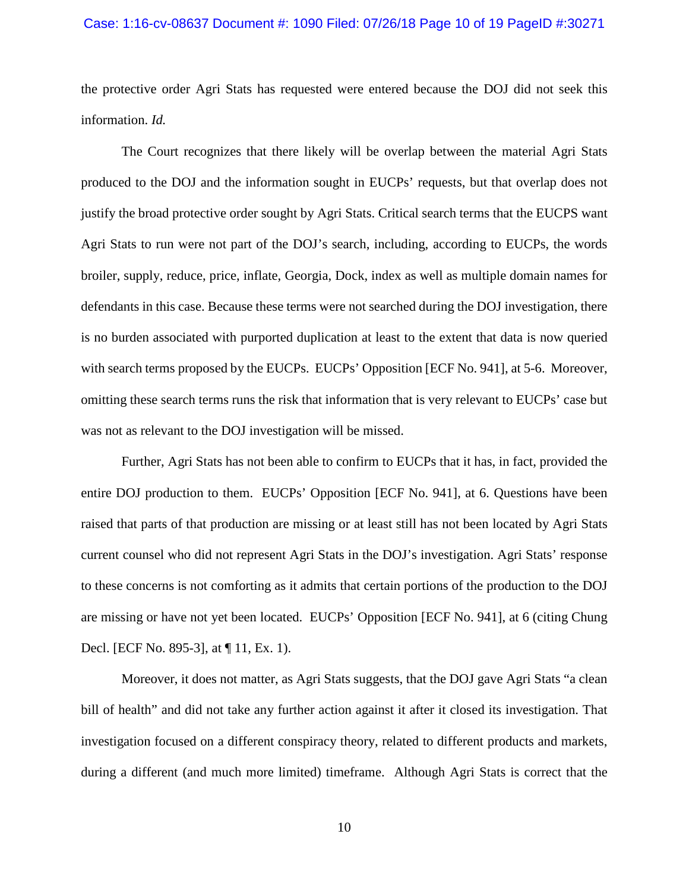the protective order Agri Stats has requested were entered because the DOJ did not seek this information. *Id.*

The Court recognizes that there likely will be overlap between the material Agri Stats produced to the DOJ and the information sought in EUCPs' requests, but that overlap does not justify the broad protective order sought by Agri Stats. Critical search terms that the EUCPS want Agri Stats to run were not part of the DOJ's search, including, according to EUCPs, the words broiler, supply, reduce, price, inflate, Georgia, Dock, index as well as multiple domain names for defendants in this case. Because these terms were not searched during the DOJ investigation, there is no burden associated with purported duplication at least to the extent that data is now queried with search terms proposed by the EUCPs. EUCPs' Opposition [ECF No. 941], at 5-6. Moreover, omitting these search terms runs the risk that information that is very relevant to EUCPs' case but was not as relevant to the DOJ investigation will be missed.

Further, Agri Stats has not been able to confirm to EUCPs that it has, in fact, provided the entire DOJ production to them. EUCPs' Opposition [ECF No. 941], at 6. Questions have been raised that parts of that production are missing or at least still has not been located by Agri Stats current counsel who did not represent Agri Stats in the DOJ's investigation. Agri Stats' response to these concerns is not comforting as it admits that certain portions of the production to the DOJ are missing or have not yet been located. EUCPs' Opposition [ECF No. 941], at 6 (citing Chung Decl. [ECF No. 895-3], at ¶ 11, Ex. 1).

Moreover, it does not matter, as Agri Stats suggests, that the DOJ gave Agri Stats "a clean bill of health" and did not take any further action against it after it closed its investigation. That investigation focused on a different conspiracy theory, related to different products and markets, during a different (and much more limited) timeframe. Although Agri Stats is correct that the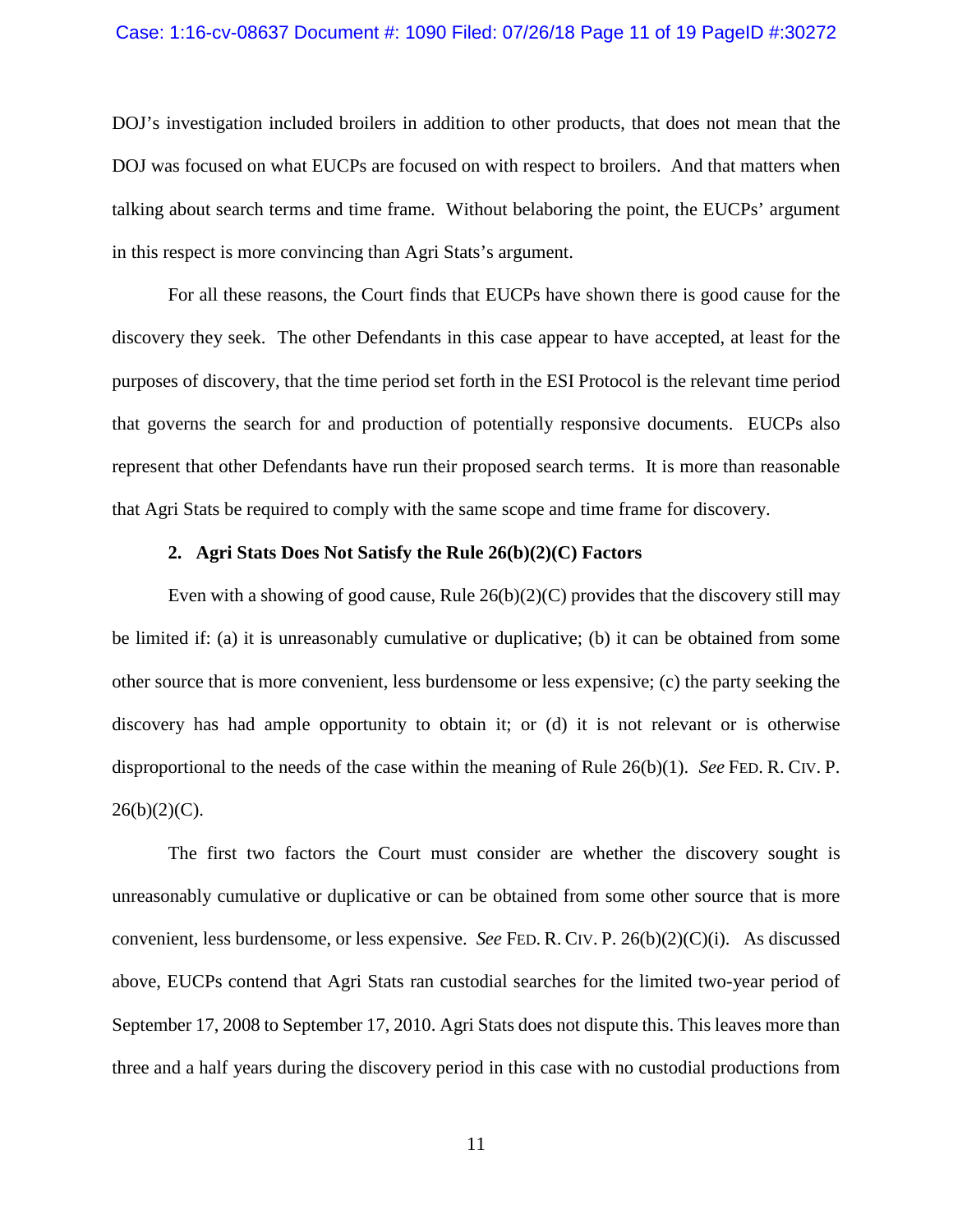DOJ's investigation included broilers in addition to other products, that does not mean that the DOJ was focused on what EUCPs are focused on with respect to broilers. And that matters when talking about search terms and time frame. Without belaboring the point, the EUCPs' argument in this respect is more convincing than Agri Stats's argument.

For all these reasons, the Court finds that EUCPs have shown there is good cause for the discovery they seek. The other Defendants in this case appear to have accepted, at least for the purposes of discovery, that the time period set forth in the ESI Protocol is the relevant time period that governs the search for and production of potentially responsive documents. EUCPs also represent that other Defendants have run their proposed search terms. It is more than reasonable that Agri Stats be required to comply with the same scope and time frame for discovery.

### 2. Agri Stats Does Not Satisfy the Rule 26(b)(2)(C) Factors

Even with a showing of good cause, Rule 26(b)(2)(C) provides that the discovery still may be limited if: (a) it is unreasonably cumulative or duplicative; (b) it can be obtained from some other source that is more convenient, less burdensome or less expensive; (c) the party seeking the discovery has had ample opportunity to obtain it; or (d) it is not relevant or is otherwise disproportional to the needs of the case within the meaning of Rule 26(b)(1). *See* FED. R. CIV. P. 26(b)(2)(C).

The first two factors the Court must consider are whether the discovery sought is unreasonably cumulative or duplicative or can be obtained from some other source that is more convenient, less burdensome, or less expensive. *See* FED. R. CIV. P. 26(b)(2)(C)(i). As discussed above, EUCPs contend that Agri Stats ran custodial searches for the limited two-year period of September 17, 2008 to September 17, 2010. Agri Stats does not dispute this. This leaves more than three and a half years during the discovery period in this case with no custodial productions from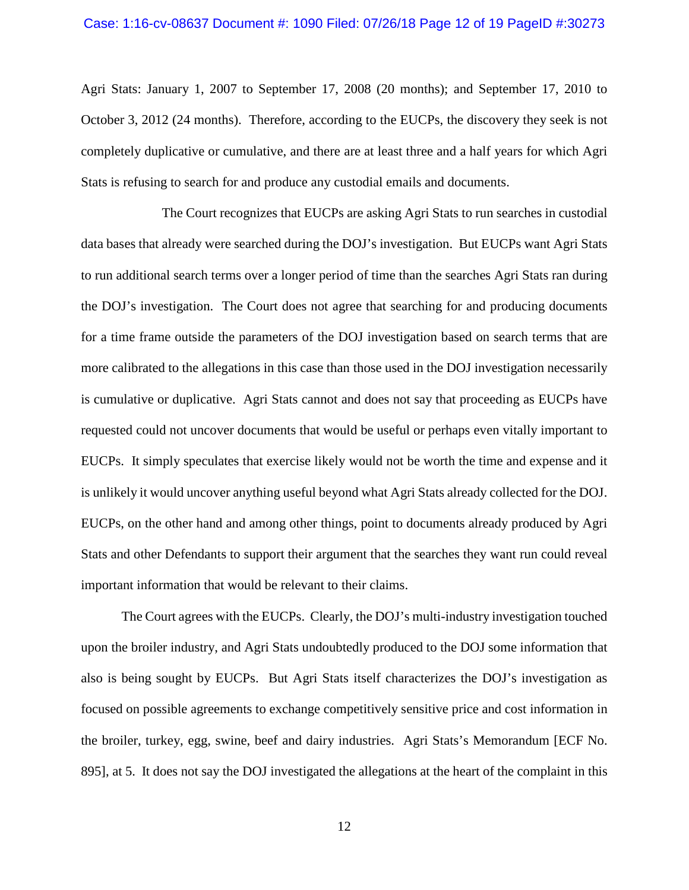Agri Stats: January 1, 2007 to September 17, 2008 (20 months); and September 17, 2010 to October 3, 2012 (24 months). Therefore, according to the EUCPs, the discovery they seek is not completely duplicative or cumulative, and there are at least three and a half years for which Agri Stats is refusing to search for and produce any custodial emails and documents.

The Court recognizes that EUCPs are asking Agri Stats to run searches in custodial data bases that already were searched during the DOJ's investigation. But EUCPs want Agri Stats to run additional search terms over a longer period of time than the searches Agri Stats ran during the DOJ's investigation. The Court does not agree that searching for and producing documents for a time frame outside the parameters of the DOJ investigation based on search terms that are more calibrated to the allegations in this case than those used in the DOJ investigation necessarily is cumulative or duplicative. Agri Stats cannot and does not say that proceeding as EUCPs have requested could not uncover documents that would be useful or perhaps even vitally important to EUCPs. It simply speculates that exercise likely would not be worth the time and expense and it is unlikely it would uncover anything useful beyond what Agri Stats already collected for the DOJ. EUCPs, on the other hand and among other things, point to documents already produced by Agri Stats and other Defendants to support their argument that the searches they want run could reveal important information that would be relevant to their claims.

The Court agrees with the EUCPs. Clearly, the DOJ's multi-industry investigation touched upon the broiler industry, and Agri Stats undoubtedly produced to the DOJ some information that also is being sought by EUCPs. But Agri Stats itself characterizes the DOJ's investigation as focused on possible agreements to exchange competitively sensitive price and cost information in the broiler, turkey, egg, swine, beef and dairy industries. Agri Stats's Memorandum [ECF No. 895], at 5. It does not say the DOJ investigated the allegations at the heart of the complaint in this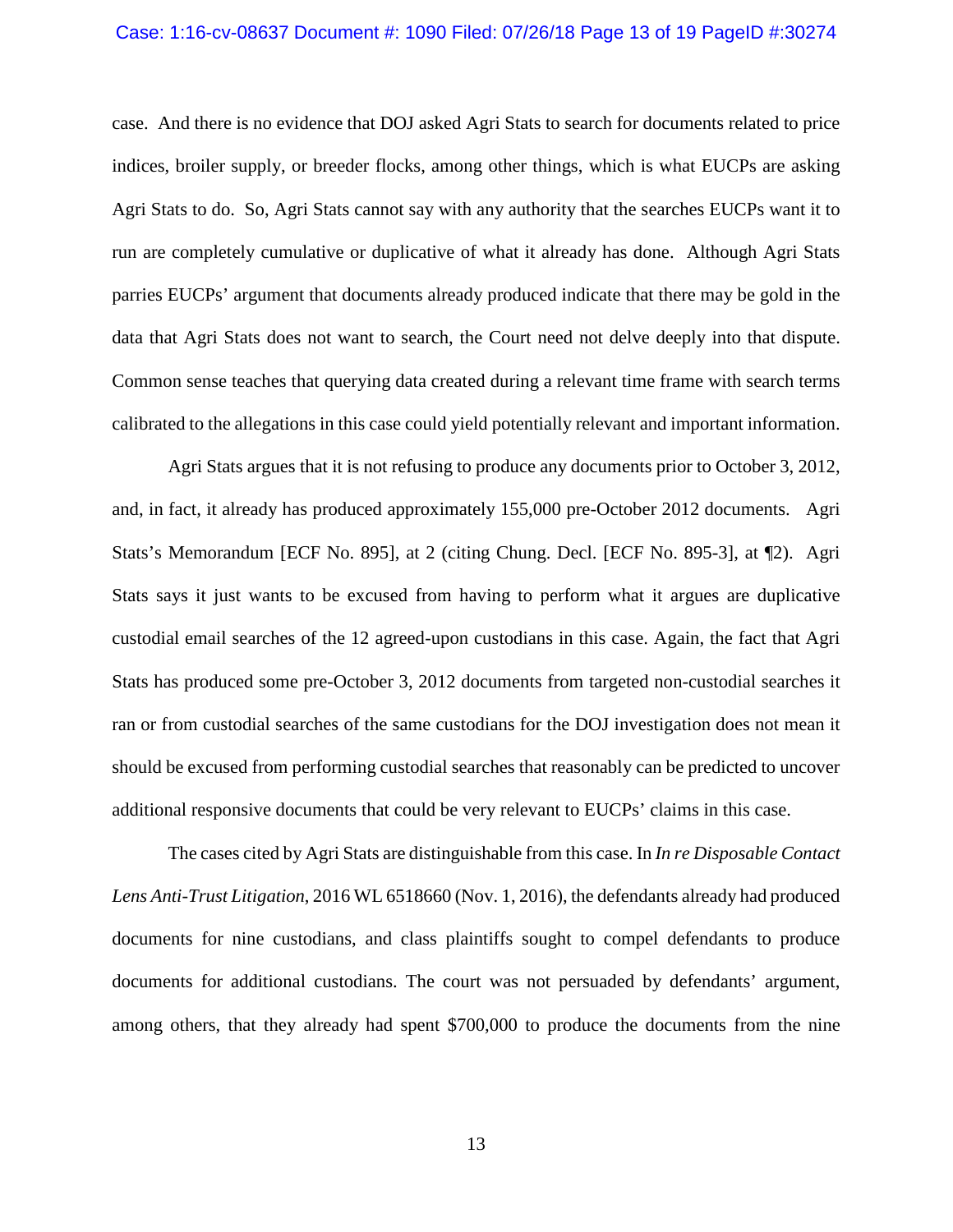case. And there is no evidence that DOJ asked Agri Stats to search for documents related to price indices, broiler supply, or breeder flocks, among other things, which is what EUCPs are asking Agri Stats to do. So, Agri Stats cannot say with any authority that the searches EUCPs want it to run are completely cumulative or duplicative of what it already has done. Although Agri Stats parries EUCPs' argument that documents already produced indicate that there may be gold in the data that Agri Stats does not want to search, the Court need not delve deeply into that dispute. Common sense teaches that querying data created during a relevant time frame with search terms calibrated to the allegations in this case could yield potentially relevant and important information.

Agri Stats argues that it is not refusing to produce any documents prior to October 3, 2012, and, in fact, it already has produced approximately 155,000 pre-October 2012 documents. Agri Stats's Memorandum [ECF No. 895], at 2 (citing Chung. Decl. [ECF No. 895-3], at ¶2). Agri Stats says it just wants to be excused from having to perform what it argues are duplicative custodial email searches of the 12 agreed-upon custodians in this case. Again, the fact that Agri Stats has produced some pre-October 3, 2012 documents from targeted non-custodial searches it ran or from custodial searches of the same custodians for the DOJ investigation does not mean it should be excused from performing custodial searches that reasonably can be predicted to uncover additional responsive documents that could be very relevant to EUCPs' claims in this case.

The cases cited by Agri Stats are distinguishable from this case. In *In re Disposable Contact Lens Anti-Trust Litigation*, 2016 WL 6518660 (Nov. 1, 2016), the defendants already had produced documents for nine custodians, and class plaintiffs sought to compel defendants to produce documents for additional custodians. The court was not persuaded by defendants' argument, among others, that they already had spent $700,000 to produce the documents from the nine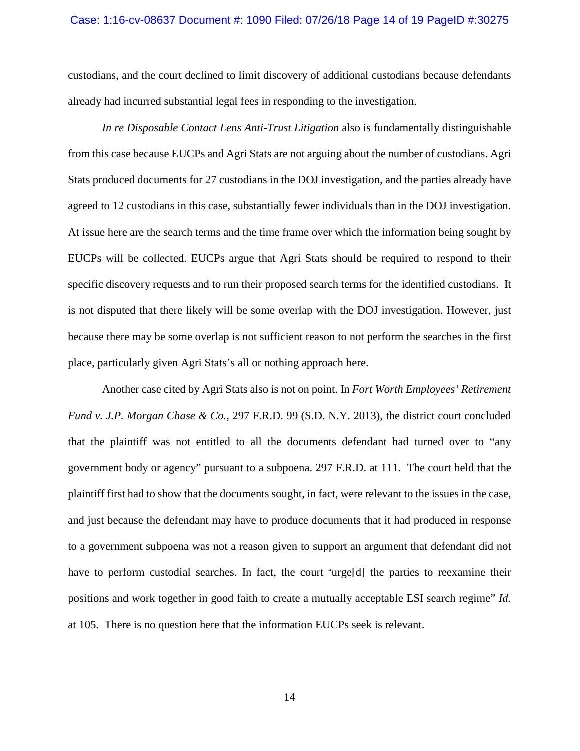custodians, and the court declined to limit discovery of additional custodians because defendants already had incurred substantial legal fees in responding to the investigation.

*In re Disposable Contact Lens Anti-Trust Litigation* also is fundamentally distinguishable from this case because EUCPs and Agri Stats are not arguing about the number of custodians. Agri Stats produced documents for 27 custodians in the DOJ investigation, and the parties already have agreed to 12 custodians in this case, substantially fewer individuals than in the DOJ investigation. At issue here are the search terms and the time frame over which the information being sought by EUCPs will be collected. EUCPs argue that Agri Stats should be required to respond to their specific discovery requests and to run their proposed search terms for the identified custodians. It is not disputed that there likely will be some overlap with the DOJ investigation. However, just because there may be some overlap is not sufficient reason to not perform the searches in the first place, particularly given Agri Stats's all or nothing approach here.

Another case cited by Agri Stats also is not on point. In *Fort Worth Employees' Retirement Fund v. J.P. Morgan Chase & Co.*, 297 F.R.D. 99 (S.D. N.Y. 2013), the district court concluded that the plaintiff was not entitled to all the documents defendant had turned over to "any government body or agency" pursuant to a subpoena. 297 F.R.D. at 111. The court held that the plaintiff first had to show that the documents sought, in fact, were relevant to the issues in the case, and just because the defendant may have to produce documents that it had produced in response to a government subpoena was not a reason given to support an argument that defendant did not have to perform custodial searches. In fact, the court "urge[d] the parties to reexamine their positions and work together in good faith to create a mutually acceptable ESI search regime" *Id.* at 105. There is no question here that the information EUCPs seek is relevant.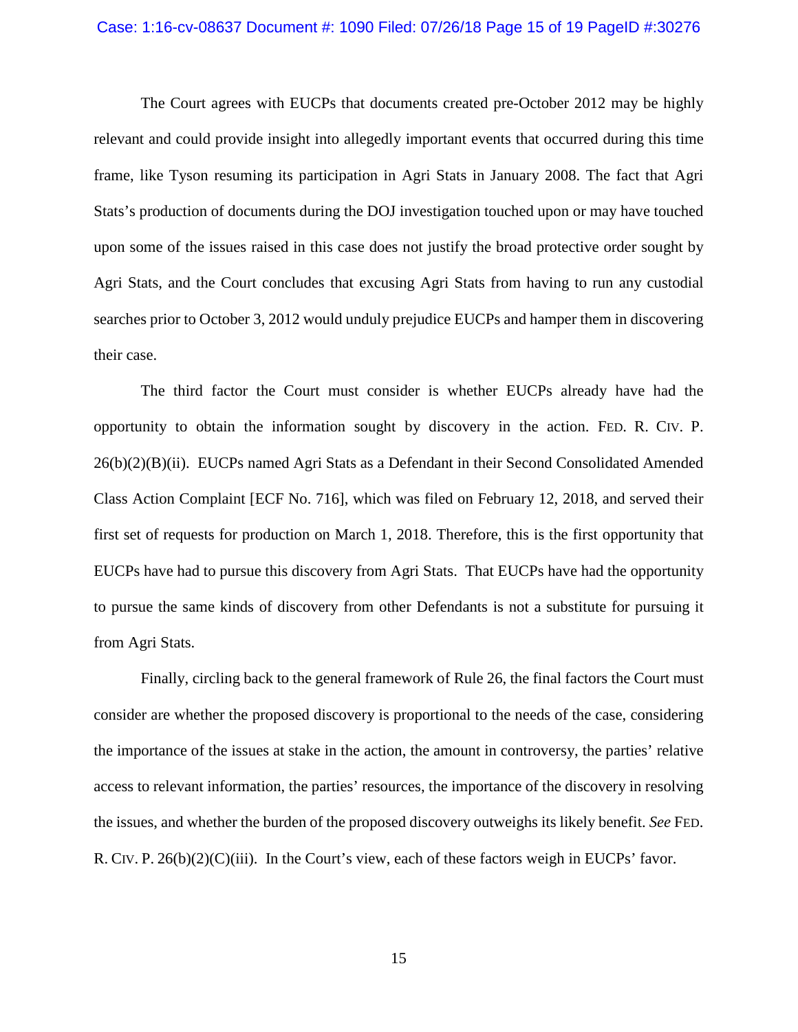The Court agrees with EUCPs that documents created pre-October 2012 may be highly relevant and could provide insight into allegedly important events that occurred during this time frame, like Tyson resuming its participation in Agri Stats in January 2008. The fact that Agri Stats's production of documents during the DOJ investigation touched upon or may have touched upon some of the issues raised in this case does not justify the broad protective order sought by Agri Stats, and the Court concludes that excusing Agri Stats from having to run any custodial searches prior to October 3, 2012 would unduly prejudice EUCPs and hamper them in discovering their case.

The third factor the Court must consider is whether EUCPs already have had the opportunity to obtain the information sought by discovery in the action. FED. R. CIV. P. 26(b)(2)(B)(ii). EUCPs named Agri Stats as a Defendant in their Second Consolidated Amended Class Action Complaint [ECF No. 716], which was filed on February 12, 2018, and served their first set of requests for production on March 1, 2018. Therefore, this is the first opportunity that EUCPs have had to pursue this discovery from Agri Stats. That EUCPs have had the opportunity to pursue the same kinds of discovery from other Defendants is not a substitute for pursuing it from Agri Stats.

Finally, circling back to the general framework of Rule 26, the final factors the Court must consider are whether the proposed discovery is proportional to the needs of the case, considering the importance of the issues at stake in the action, the amount in controversy, the parties' relative access to relevant information, the parties' resources, the importance of the discovery in resolving the issues, and whether the burden of the proposed discovery outweighs its likely benefit. *See* FED. R. CIV. P. 26(b)(2)(C)(iii). In the Court's view, each of these factors weigh in EUCPs' favor.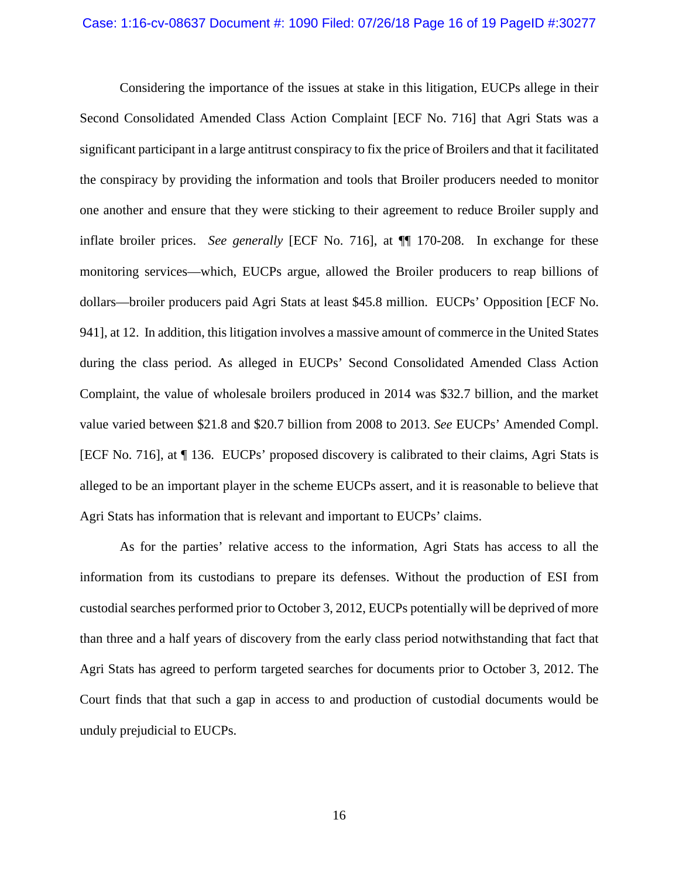Considering the importance of the issues at stake in this litigation, EUCPs allege in their Second Consolidated Amended Class Action Complaint [ECF No. 716] that Agri Stats was a significant participant in a large antitrust conspiracy to fix the price of Broilers and that it facilitated the conspiracy by providing the information and tools that Broiler producers needed to monitor one another and ensure that they were sticking to their agreement to reduce Broiler supply and inflate broiler prices. *See generally* [ECF No. 716], at ¶¶ 170-208. In exchange for these monitoring services—which, EUCPs argue, allowed the Broiler producers to reap billions of dollars—broiler producers paid Agri Stats at least $45.8 million. EUCPs' Opposition [ECF No. 941], at 12. In addition, this litigation involves a massive amount of commerce in the United States during the class period. As alleged in EUCPs' Second Consolidated Amended Class Action Complaint, the value of wholesale broilers produced in 2014 was $32.7 billion, and the market value varied between $21.8 and $20.7 billion from 2008 to 2013. *See* EUCPs' Amended Compl. [ECF No. 716], at ¶ 136. EUCPs' proposed discovery is calibrated to their claims, Agri Stats is alleged to be an important player in the scheme EUCPs assert, and it is reasonable to believe that Agri Stats has information that is relevant and important to EUCPs' claims.

As for the parties' relative access to the information, Agri Stats has access to all the information from its custodians to prepare its defenses. Without the production of ESI from custodial searches performed prior to October 3, 2012, EUCPs potentially will be deprived of more than three and a half years of discovery from the early class period notwithstanding that fact that Agri Stats has agreed to perform targeted searches for documents prior to October 3, 2012. The Court finds that that such a gap in access to and production of custodial documents would be unduly prejudicial to EUCPs.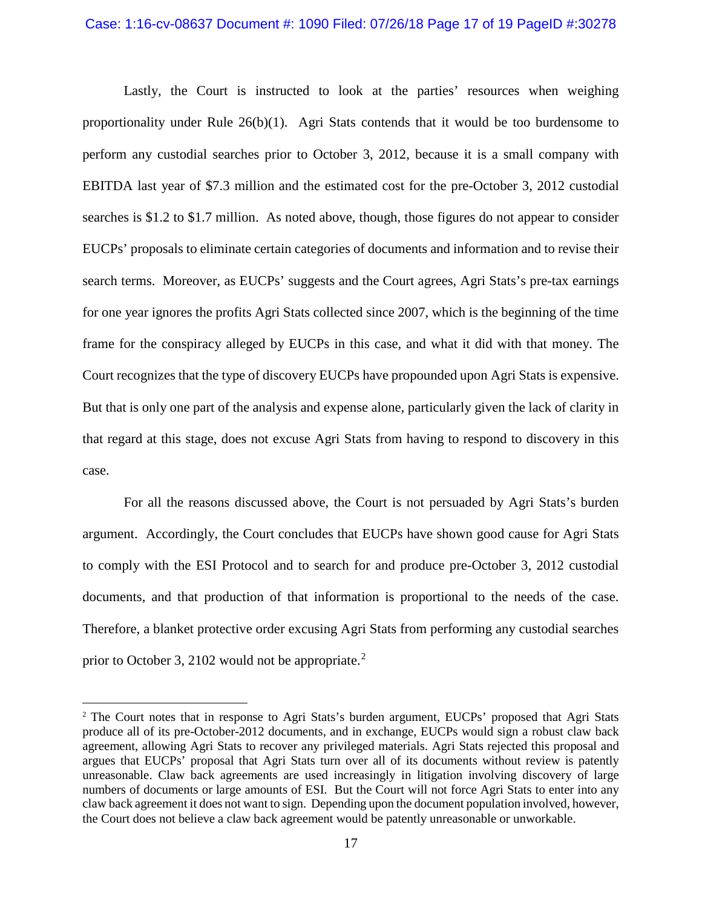Lastly, the Court is instructed to look at the parties' resources when weighing proportionality under Rule 26(b)(1). Agri Stats contends that it would be too burdensome to perform any custodial searches prior to October 3, 2012, because it is a small company with EBITDA last year of $7.3 million and the estimated cost for the pre-October 3, 2012 custodial searches is $1.2 to $1.7 million. As noted above, though, those figures do not appear to consider EUCPs' proposals to eliminate certain categories of documents and information and to revise their search terms. Moreover, as EUCPs' suggests and the Court agrees, Agri Stats's pre-tax earnings for one year ignores the profits Agri Stats collected since 2007, which is the beginning of the time frame for the conspiracy alleged by EUCPs in this case, and what it did with that money. The Court recognizes that the type of discovery EUCPs have propounded upon Agri Stats is expensive. But that is only one part of the analysis and expense alone, particularly given the lack of clarity in that regard at this stage, does not excuse Agri Stats from having to respond to discovery in this case.

For all the reasons discussed above, the Court is not persuaded by Agri Stats's burden argument. Accordingly, the Court concludes that EUCPs have shown good cause for Agri Stats to comply with the ESI Protocol and to search for and produce pre-October 3, 2012 custodial documents, and that production of that information is proportional to the needs of the case. Therefore, a blanket protective order excusing Agri Stats from performing any custodial searches prior to October 3, 2102 would not be appropriate.[2]

---

[2] The Court notes that in response to Agri Stats's burden argument, EUCPs' proposed that Agri Stats produce all of its pre-October-2012 documents, and in exchange, EUCPs would sign a robust claw back agreement, allowing Agri Stats to recover any privileged materials. Agri Stats rejected this proposal and argues that EUCPs' proposal that Agri Stats turn over all of its documents without review is patently unreasonable. Claw back agreements are used increasingly in litigation involving discovery of large numbers of documents or large amounts of ESI. But the Court will not force Agri Stats to enter into any claw back agreement it does not want to sign. Depending upon the document population involved, however, the Court does not believe a claw back agreement would be patently unreasonable or unworkable.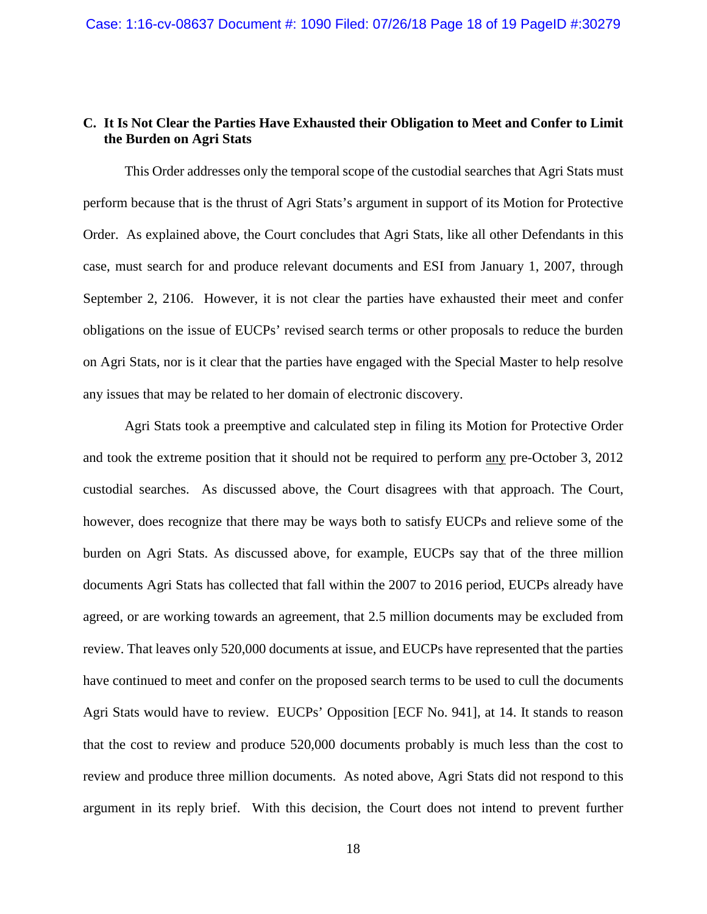### C. It Is Not Clear the Parties Have Exhausted their Obligation to Meet and Confer to Limit the Burden on Agri Stats

This Order addresses only the temporal scope of the custodial searches that Agri Stats must perform because that is the thrust of Agri Stats's argument in support of its Motion for Protective Order. As explained above, the Court concludes that Agri Stats, like all other Defendants in this case, must search for and produce relevant documents and ESI from January 1, 2007, through September 2, 2106. However, it is not clear the parties have exhausted their meet and confer obligations on the issue of EUCPs' revised search terms or other proposals to reduce the burden on Agri Stats, nor is it clear that the parties have engaged with the Special Master to help resolve any issues that may be related to her domain of electronic discovery.

Agri Stats took a preemptive and calculated step in filing its Motion for Protective Order and took the extreme position that it should not be required to perform <u>any</u> pre-October 3, 2012 custodial searches. As discussed above, the Court disagrees with that approach. The Court, however, does recognize that there may be ways both to satisfy EUCPs and relieve some of the burden on Agri Stats. As discussed above, for example, EUCPs say that of the three million documents Agri Stats has collected that fall within the 2007 to 2016 period, EUCPs already have agreed, or are working towards an agreement, that 2.5 million documents may be excluded from review. That leaves only 520,000 documents at issue, and EUCPs have represented that the parties have continued to meet and confer on the proposed search terms to be used to cull the documents Agri Stats would have to review. EUCPs' Opposition [ECF No. 941], at 14. It stands to reason that the cost to review and produce 520,000 documents probably is much less than the cost to review and produce three million documents. As noted above, Agri Stats did not respond to this argument in its reply brief. With this decision, the Court does not intend to prevent further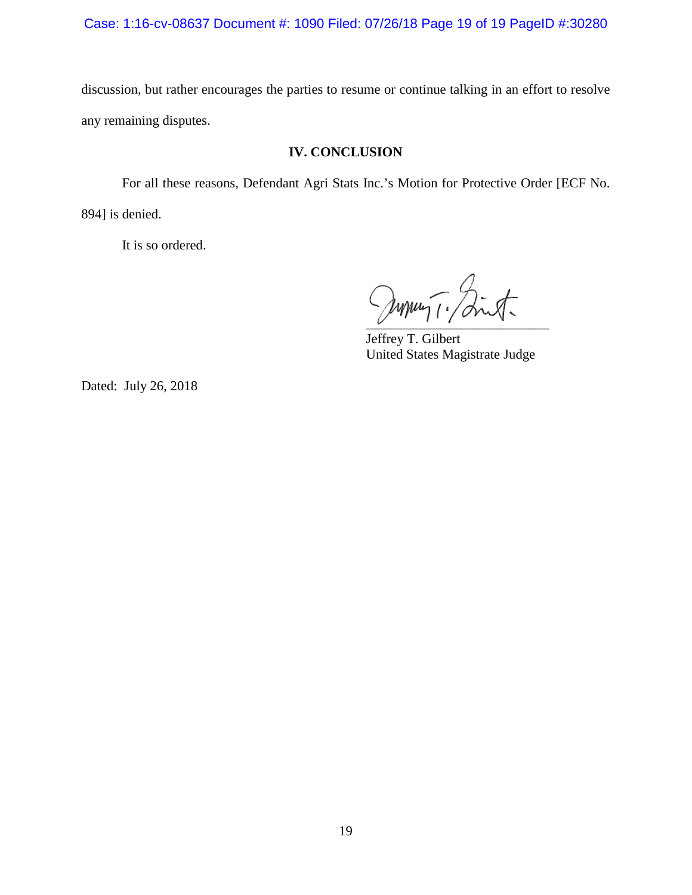discussion, but rather encourages the parties to resume or continue talking in an effort to resolve any remaining disputes.

## IV. CONCLUSION

For all these reasons, Defendant Agri Stats Inc.'s Motion for Protective Order [ECF No. 894] is denied.

It is so ordered.

Jeffrey T. Gilbert
United States Magistrate Judge

Dated: July 26, 2018